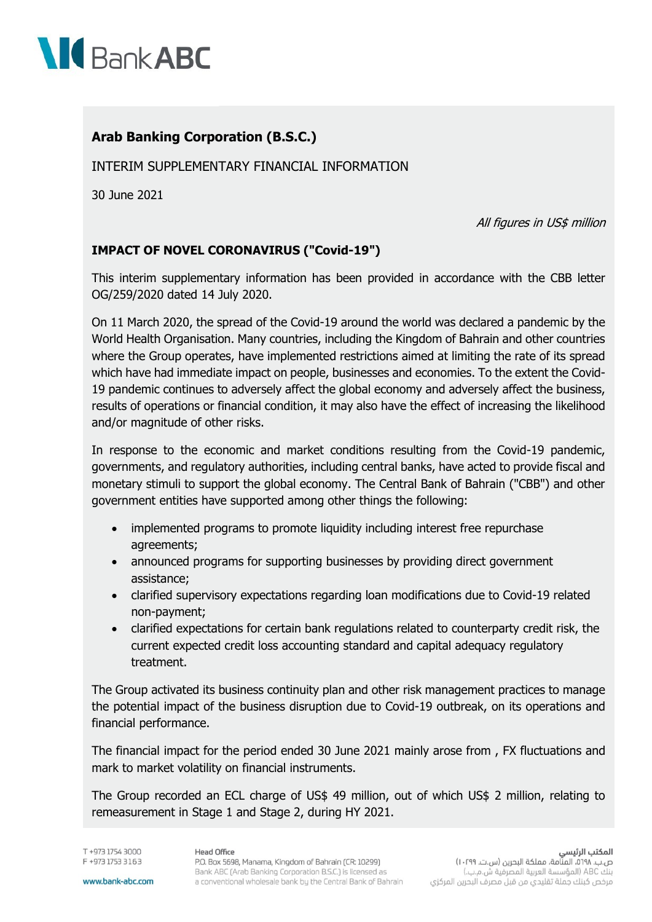## Arab Banking Corporation (B.S.C.)

INTERIM SUPPLEMENTARY FINANCIAL INFORMATION

30 June 2021

*All figures in US$ million*

### IMPACT OF NOVEL CORONAVIRUS ("Covid-19")

This interim supplementary information has been provided in accordance with the CBB letter OG/259/2020 dated 14 July 2020.

On 11 March 2020, the spread of the Covid-19 around the world was declared a pandemic by the World Health Organisation. Many countries, including the Kingdom of Bahrain and other countries where the Group operates, have implemented restrictions aimed at limiting the rate of its spread which have had immediate impact on people, businesses and economies. To the extent the Covid-19 pandemic continues to adversely affect the global economy and adversely affect the business, results of operations or financial condition, it may also have the effect of increasing the likelihood and/or magnitude of other risks.

In response to the economic and market conditions resulting from the Covid-19 pandemic, governments, and regulatory authorities, including central banks, have acted to provide fiscal and monetary stimuli to support the global economy. The Central Bank of Bahrain ("CBB") and other government entities have supported among other things the following:

- implemented programs to promote liquidity including interest free repurchase agreements;
- announced programs for supporting businesses by providing direct government assistance;
- clarified supervisory expectations regarding loan modifications due to Covid-19 related non-payment;
- clarified expectations for certain bank regulations related to counterparty credit risk, the current expected credit loss accounting standard and capital adequacy regulatory treatment.

The Group activated its business continuity plan and other risk management practices to manage the potential impact of the business disruption due to Covid-19 outbreak, on its operations and financial performance.

The financial impact for the period ended 30 June 2021 mainly arose from , FX fluctuations and mark to market volatility on financial instruments.

The Group recorded an ECL charge of US$ 49 million, out of which US$ 2 million, relating to remeasurement in Stage 1 and Stage 2, during HY 2021.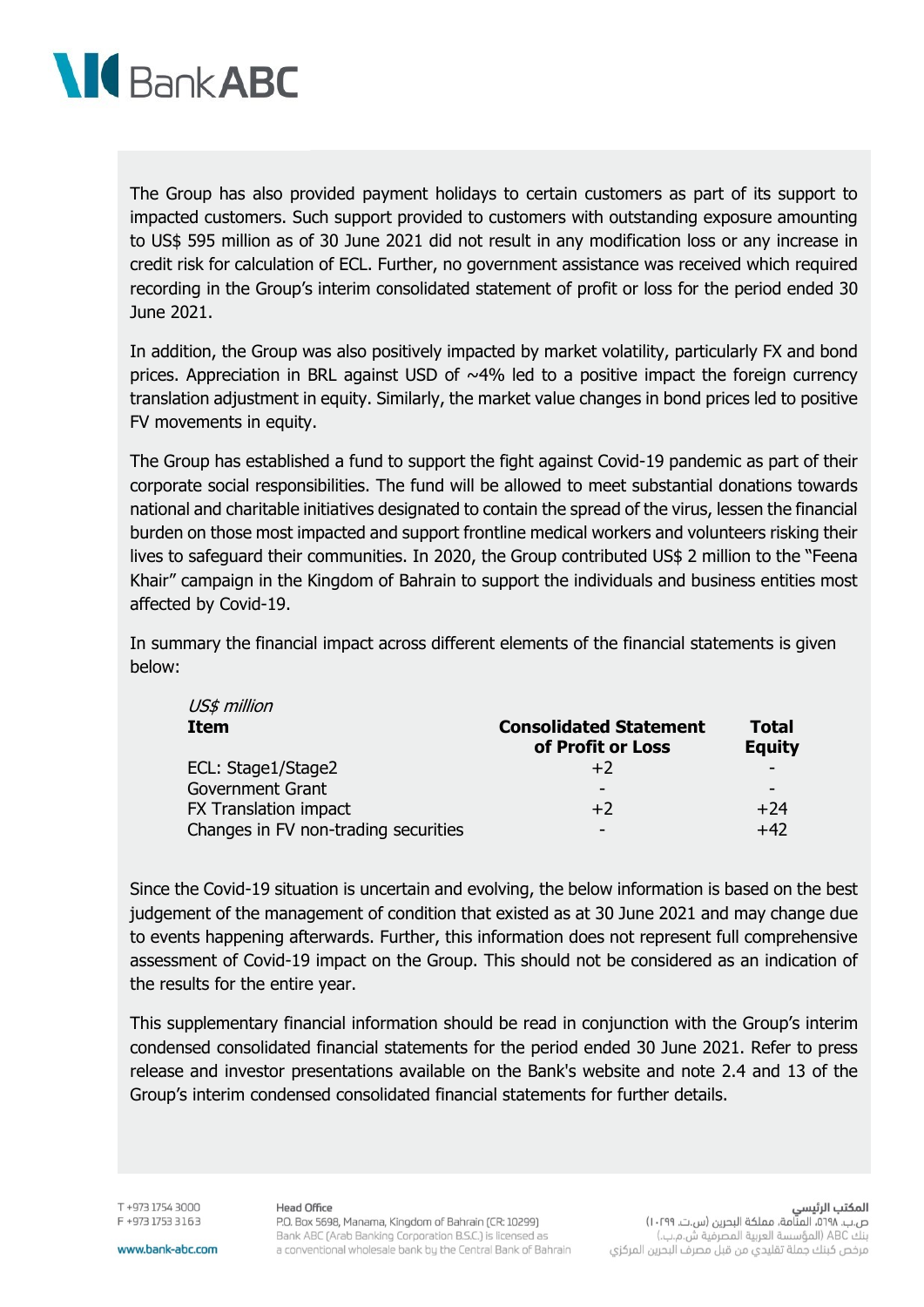The Group has also provided payment holidays to certain customers as part of its support to impacted customers. Such support provided to customers with outstanding exposure amounting to US$ 595 million as of 30 June 2021 did not result in any modification loss or any increase in credit risk for calculation of ECL. Further, no government assistance was received which required recording in the Group's interim consolidated statement of profit or loss for the period ended 30 June 2021.

In addition, the Group was also positively impacted by market volatility, particularly FX and bond prices. Appreciation in BRL against USD of ~4% led to a positive impact the foreign currency translation adjustment in equity. Similarly, the market value changes in bond prices led to positive FV movements in equity.

The Group has established a fund to support the fight against Covid-19 pandemic as part of their corporate social responsibilities. The fund will be allowed to meet substantial donations towards national and charitable initiatives designated to contain the spread of the virus, lessen the financial burden on those most impacted and support frontline medical workers and volunteers risking their lives to safeguard their communities. In 2020, the Group contributed US$ 2 million to the "Feena Khair" campaign in the Kingdom of Bahrain to support the individuals and business entities most affected by Covid-19.

In summary the financial impact across different elements of the financial statements is given below:

*US$ million*

| **Item** | **Consolidated Statement of Profit or Loss** | **Total Equity** |
|---|---|---|
| ECL: Stage1/Stage2 | +2 | - |
| Government Grant | - | - |
| FX Translation impact | +2 | +24 |
| Changes in FV non-trading securities | - | +42 |

Since the Covid-19 situation is uncertain and evolving, the below information is based on the best judgement of the management of condition that existed as at 30 June 2021 and may change due to events happening afterwards. Further, this information does not represent full comprehensive assessment of Covid-19 impact on the Group. This should not be considered as an indication of the results for the entire year.

This supplementary financial information should be read in conjunction with the Group's interim condensed consolidated financial statements for the period ended 30 June 2021. Refer to press release and investor presentations available on the Bank's website and note 2.4 and 13 of the Group's interim condensed consolidated financial statements for further details.